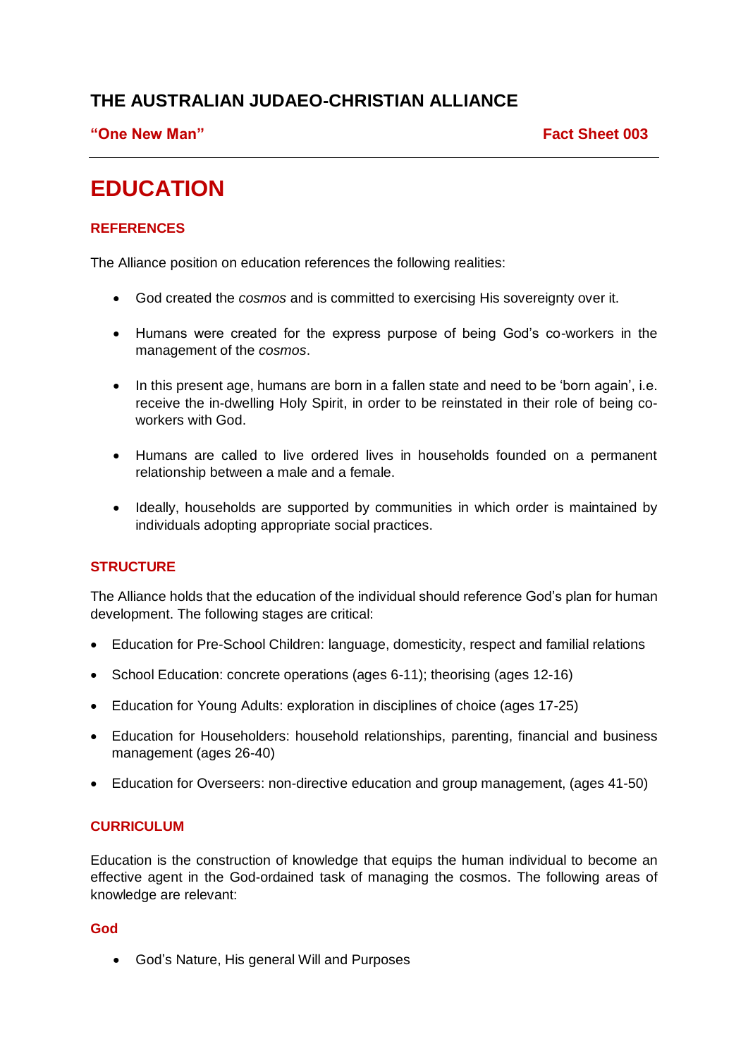# THE AUSTRALIAN JUDAEO-CHRISTIAN ALLIANCE

**"One New Man"** **Fact Sheet 003**

---

# EDUCATION

### REFERENCES

The Alliance position on education references the following realities:

- God created the *cosmos* and is committed to exercising His sovereignty over it.
- Humans were created for the express purpose of being God's co-workers in the management of the *cosmos*.
- In this present age, humans are born in a fallen state and need to be 'born again', i.e. receive the in-dwelling Holy Spirit, in order to be reinstated in their role of being co-workers with God.
- Humans are called to live ordered lives in households founded on a permanent relationship between a male and a female.
- Ideally, households are supported by communities in which order is maintained by individuals adopting appropriate social practices.

### STRUCTURE

The Alliance holds that the education of the individual should reference God's plan for human development. The following stages are critical:

- Education for Pre-School Children: language, domesticity, respect and familial relations
- School Education: concrete operations (ages 6-11); theorising (ages 12-16)
- Education for Young Adults: exploration in disciplines of choice (ages 17-25)
- Education for Householders: household relationships, parenting, financial and business management (ages 26-40)
- Education for Overseers: non-directive education and group management, (ages 41-50)

### CURRICULUM

Education is the construction of knowledge that equips the human individual to become an effective agent in the God-ordained task of managing the cosmos. The following areas of knowledge are relevant:

#### God

- God's Nature, His general Will and Purposes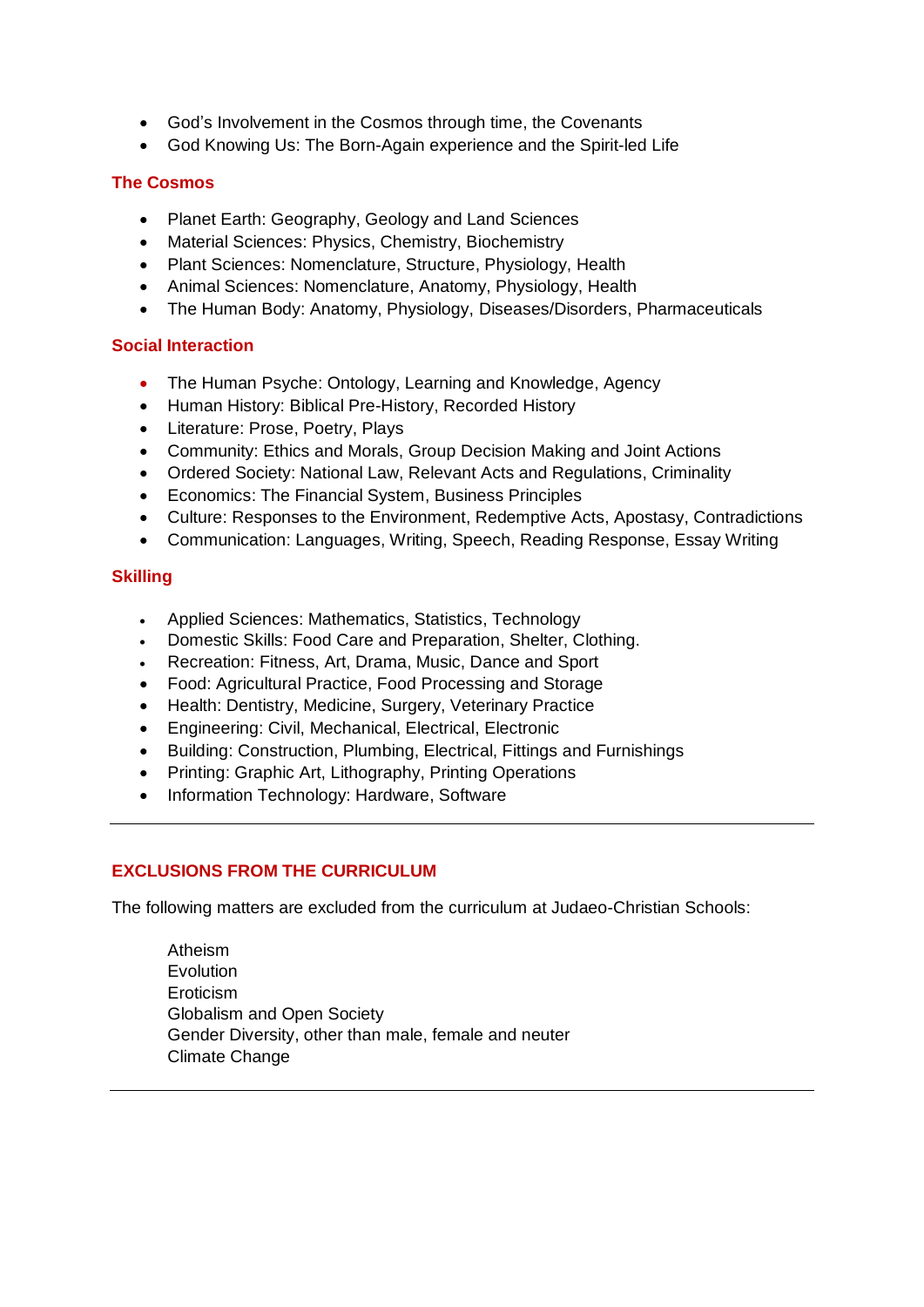- God's Involvement in the Cosmos through time, the Covenants
- God Knowing Us: The Born-Again experience and the Spirit-led Life

### The Cosmos

- Planet Earth: Geography, Geology and Land Sciences
- Material Sciences: Physics, Chemistry, Biochemistry
- Plant Sciences: Nomenclature, Structure, Physiology, Health
- Animal Sciences: Nomenclature, Anatomy, Physiology, Health
- The Human Body: Anatomy, Physiology, Diseases/Disorders, Pharmaceuticals

### Social Interaction

- The Human Psyche: Ontology, Learning and Knowledge, Agency
- Human History: Biblical Pre-History, Recorded History
- Literature: Prose, Poetry, Plays
- Community: Ethics and Morals, Group Decision Making and Joint Actions
- Ordered Society: National Law, Relevant Acts and Regulations, Criminality
- Economics: The Financial System, Business Principles
- Culture: Responses to the Environment, Redemptive Acts, Apostasy, Contradictions
- Communication: Languages, Writing, Speech, Reading Response, Essay Writing

### Skilling

- Applied Sciences: Mathematics, Statistics, Technology
- Domestic Skills: Food Care and Preparation, Shelter, Clothing.
- Recreation: Fitness, Art, Drama, Music, Dance and Sport
- Food: Agricultural Practice, Food Processing and Storage
- Health: Dentistry, Medicine, Surgery, Veterinary Practice
- Engineering: Civil, Mechanical, Electrical, Electronic
- Building: Construction, Plumbing, Electrical, Fittings and Furnishings
- Printing: Graphic Art, Lithography, Printing Operations
- Information Technology: Hardware, Software

---

## EXCLUSIONS FROM THE CURRICULUM

The following matters are excluded from the curriculum at Judaeo-Christian Schools:

Atheism
Evolution
Eroticism
Globalism and Open Society
Gender Diversity, other than male, female and neuter
Climate Change

---